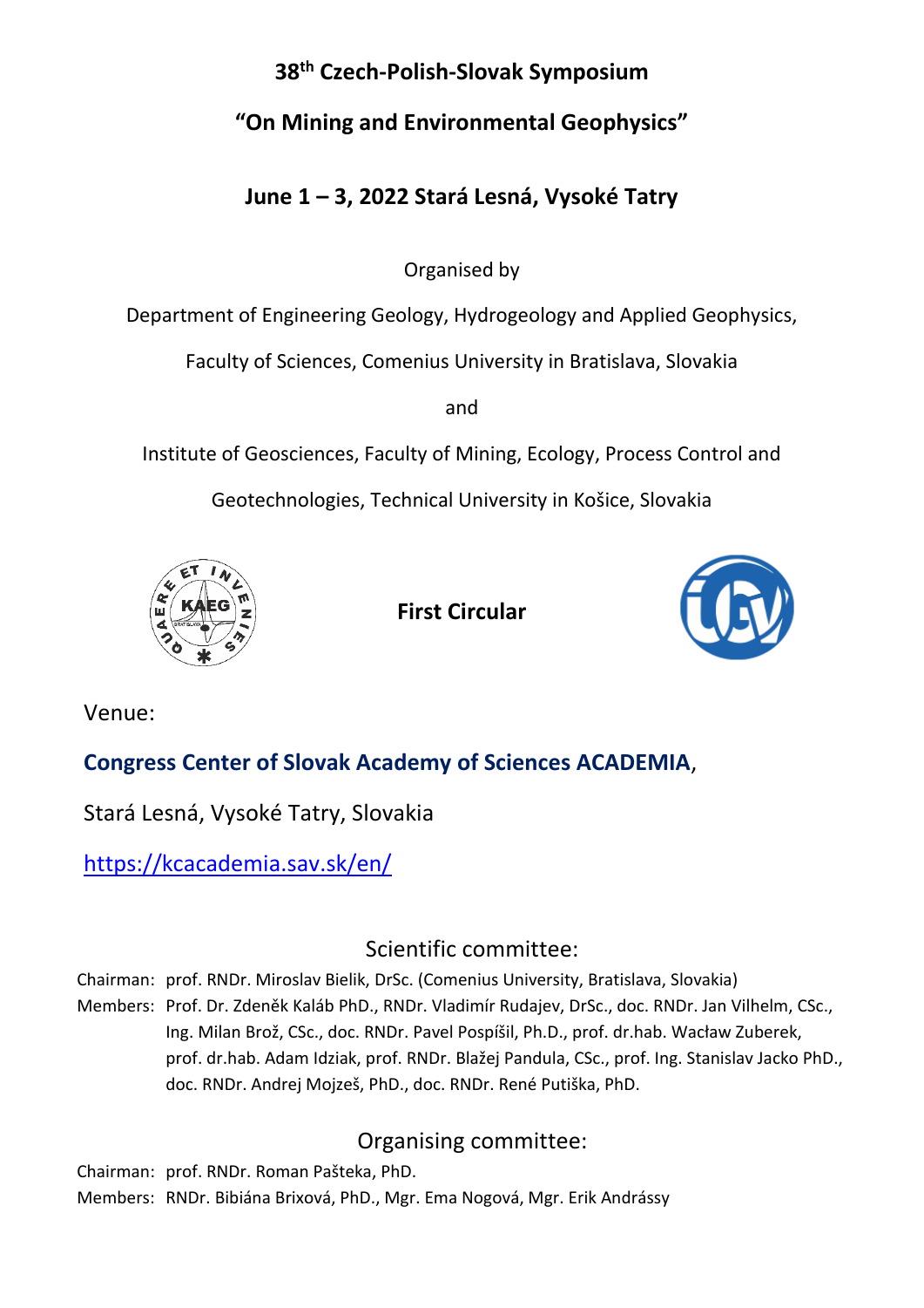# 38th Czech-Polish-Slovak Symposium

## "On Mining and Environmental Geophysics"

## June 1 – 3, 2022 Stará Lesná, Vysoké Tatry

Organised by

Department of Engineering Geology, Hydrogeology and Applied Geophysics,

Faculty of Sciences, Comenius University in Bratislava, Slovakia

and

Institute of Geosciences, Faculty of Mining, Ecology, Process Control and

Geotechnologies, Technical University in Košice, Slovakia

**First Circular**

Venue:

**Congress Center of Slovak Academy of Sciences ACADEMIA**,

Stará Lesná, Vysoké Tatry, Slovakia

https://kcacademia.sav.sk/en/

## Scientific committee:

Chairman: prof. RNDr. Miroslav Bielik, DrSc. (Comenius University, Bratislava, Slovakia)

Members: Prof. Dr. Zdeněk Kaláb PhD., RNDr. Vladimír Rudajev, DrSc., doc. RNDr. Jan Vilhelm, CSc., Ing. Milan Brož, CSc., doc. RNDr. Pavel Pospíšil, Ph.D., prof. dr.hab. Wacław Zuberek, prof. dr.hab. Adam Idziak, prof. RNDr. Blažej Pandula, CSc., prof. Ing. Stanislav Jacko PhD., doc. RNDr. Andrej Mojzeš, PhD., doc. RNDr. René Putiška, PhD.

## Organising committee:

Chairman: prof. RNDr. Roman Pašteka, PhD.

Members: RNDr. Bibiána Brixová, PhD., Mgr. Ema Nogová, Mgr. Erik Andrássy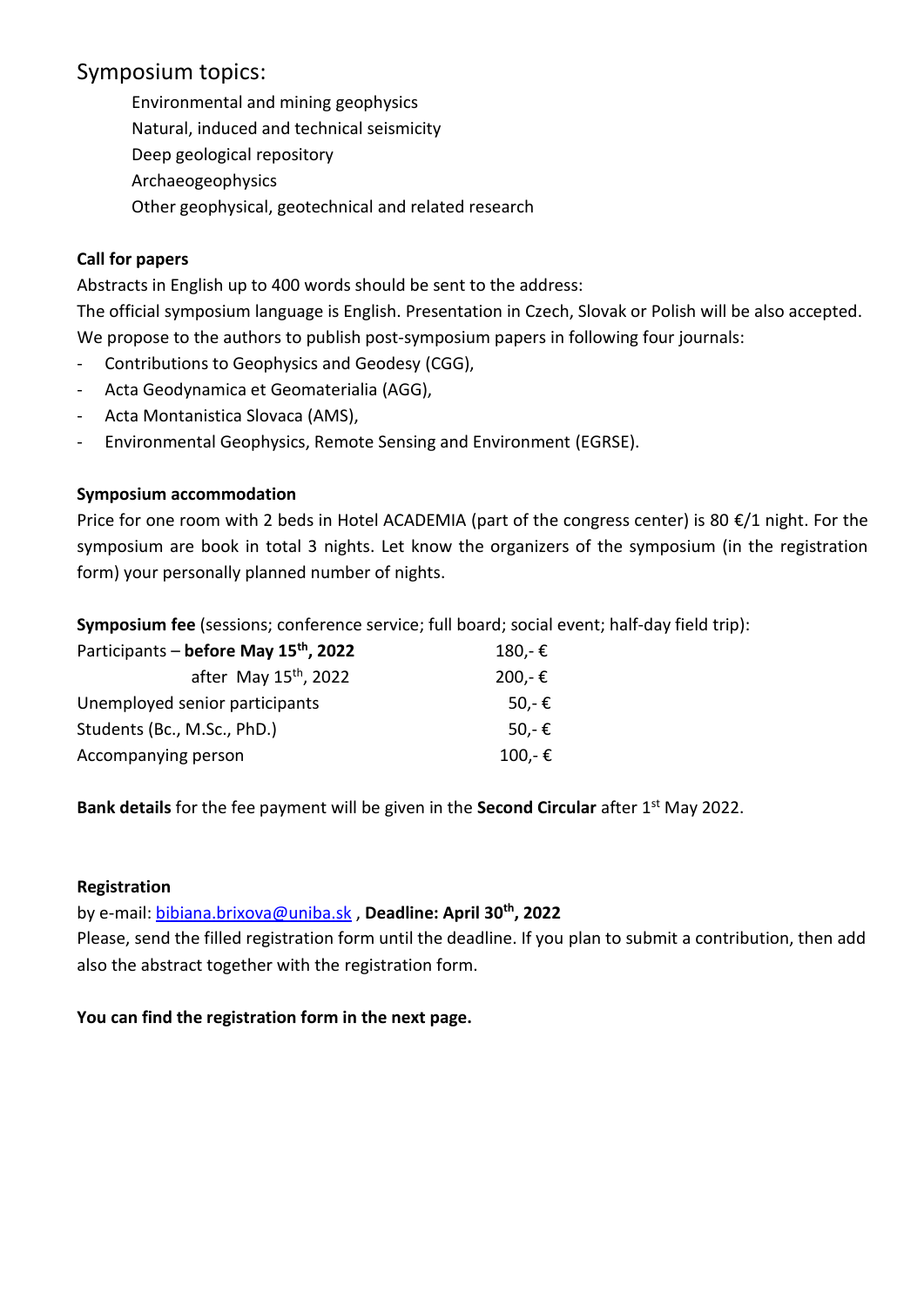## Symposium topics:

Environmental and mining geophysics
Natural, induced and technical seismicity
Deep geological repository
Archaeogeophysics
Other geophysical, geotechnical and related research

**Call for papers**

Abstracts in English up to 400 words should be sent to the address:
The official symposium language is English. Presentation in Czech, Slovak or Polish will be also accepted.
We propose to the authors to publish post-symposium papers in following four journals:

- Contributions to Geophysics and Geodesy (CGG),
- Acta Geodynamica et Geomaterialia (AGG),
- Acta Montanistica Slovaca (AMS),
- Environmental Geophysics, Remote Sensing and Environment (EGRSE).

**Symposium accommodation**

Price for one room with 2 beds in Hotel ACADEMIA (part of the congress center) is 80 €/1 night. For the symposium are book in total 3 nights. Let know the organizers of the symposium (in the registration form) your personally planned number of nights.

**Symposium fee** (sessions; conference service; full board; social event; half-day field trip):

| | |
|---|---|
| Participants – **before May 15th, 2022** | 180,- € |
| after May 15th, 2022 | 200,- € |
| Unemployed senior participants | 50,- € |
| Students (Bc., M.Sc., PhD.) | 50,- € |
| Accompanying person | 100,- € |

**Bank details** for the fee payment will be given in the **Second Circular** after 1st May 2022.

**Registration**

by e-mail: bibiana.brixova@uniba.sk , **Deadline: April 30th, 2022**
Please, send the filled registration form until the deadline. If you plan to submit a contribution, then add also the abstract together with the registration form.

**You can find the registration form in the next page.**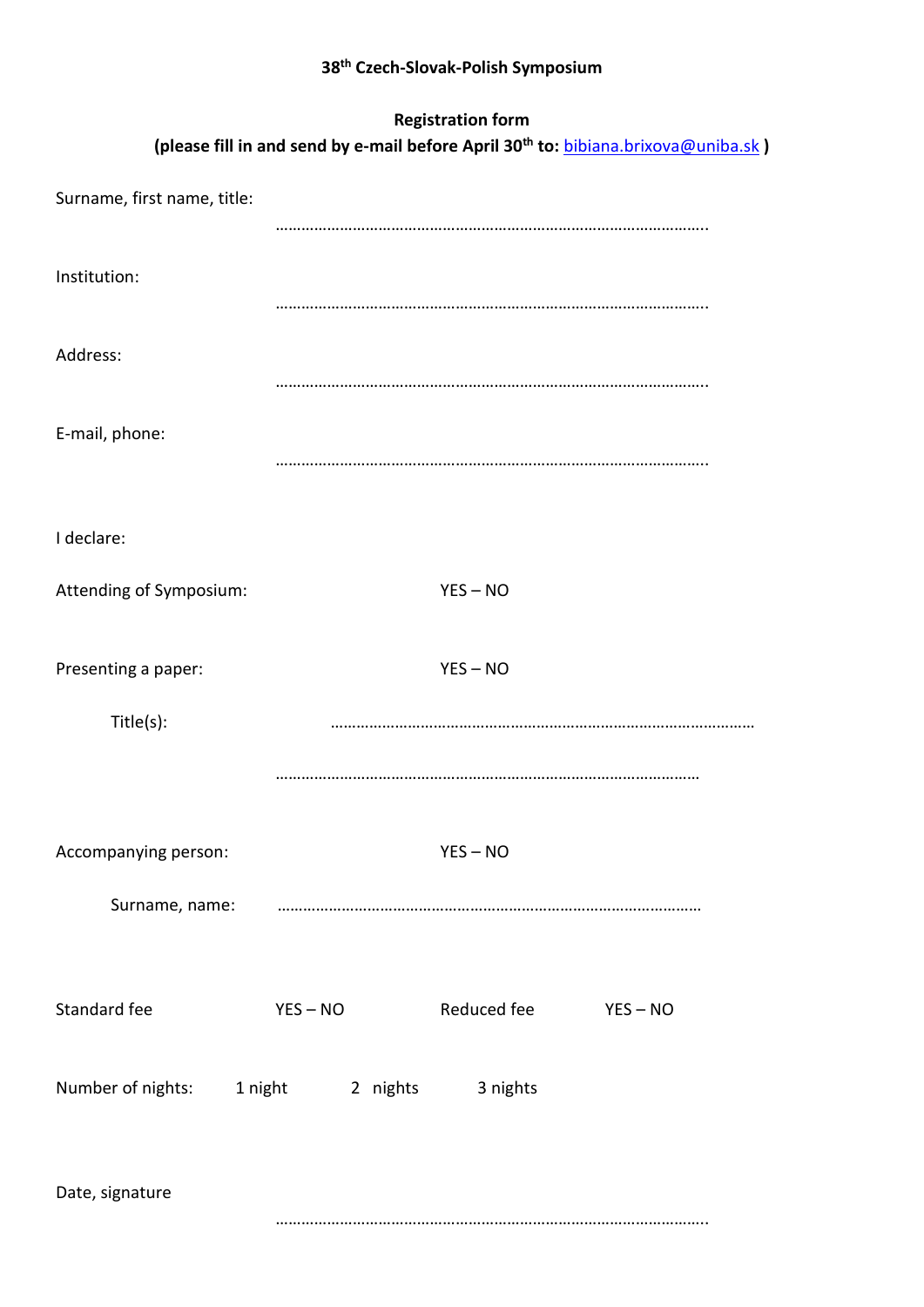**38th Czech-Slovak-Polish Symposium**

**Registration form**

**(please fill in and send by e-mail before April 30th to: bibiana.brixova@uniba.sk )**

Surname, first name, title: ……………………………………………………………………………………..

Institution: ……………………………………………………………………………………..

Address: ……………………………………………………………………………………..

E-mail, phone: ……………………………………………………………………………………..

I declare:

Attending of Symposium: YES – NO

Presenting a paper: YES – NO

Title(s): ……………………………………………………………………………………

……………………………………………………………………………………

Accompanying person: YES – NO

Surname, name: ……………………………………………………………………………………

Standard fee YES – NO Reduced fee YES – NO

Number of nights: 1 night 2 nights 3 nights

Date, signature ……………………………………………………………………………………..